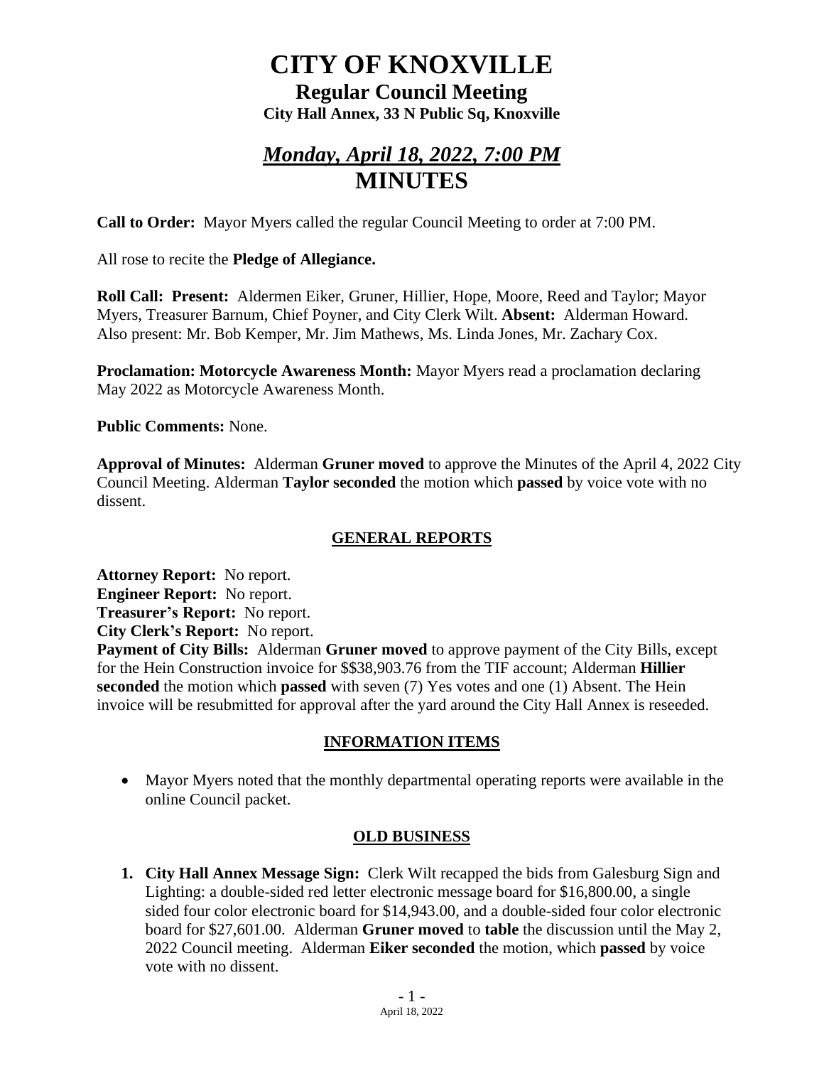# CITY OF KNOXVILLE

## Regular Council Meeting

**City Hall Annex, 33 N Public Sq, Knoxville**

## *Monday, April 18, 2022, 7:00 PM*

# MINUTES

**Call to Order:** Mayor Myers called the regular Council Meeting to order at 7:00 PM.

All rose to recite the **Pledge of Allegiance.**

**Roll Call: Present:** Aldermen Eiker, Gruner, Hillier, Hope, Moore, Reed and Taylor; Mayor Myers, Treasurer Barnum, Chief Poyner, and City Clerk Wilt. **Absent:** Alderman Howard. Also present: Mr. Bob Kemper, Mr. Jim Mathews, Ms. Linda Jones, Mr. Zachary Cox.

**Proclamation: Motorcycle Awareness Month:** Mayor Myers read a proclamation declaring May 2022 as Motorcycle Awareness Month.

**Public Comments:** None.

**Approval of Minutes:** Alderman **Gruner moved** to approve the Minutes of the April 4, 2022 City Council Meeting. Alderman **Taylor seconded** the motion which **passed** by voice vote with no dissent.

### GENERAL REPORTS

**Attorney Report:** No report.
**Engineer Report:** No report.
**Treasurer's Report:** No report.
**City Clerk's Report:** No report.
**Payment of City Bills:** Alderman **Gruner moved** to approve payment of the City Bills, except for the Hein Construction invoice for $$38,903.76 from the TIF account; Alderman **Hillier seconded** the motion which **passed** with seven (7) Yes votes and one (1) Absent. The Hein invoice will be resubmitted for approval after the yard around the City Hall Annex is reseeded.

### INFORMATION ITEMS

- Mayor Myers noted that the monthly departmental operating reports were available in the online Council packet.

### OLD BUSINESS

1. **City Hall Annex Message Sign:** Clerk Wilt recapped the bids from Galesburg Sign and Lighting: a double-sided red letter electronic message board for $16,800.00, a single sided four color electronic board for $14,943.00, and a double-sided four color electronic board for $27,601.00. Alderman **Gruner moved** to **table** the discussion until the May 2, 2022 Council meeting. Alderman **Eiker seconded** the motion, which **passed** by voice vote with no dissent.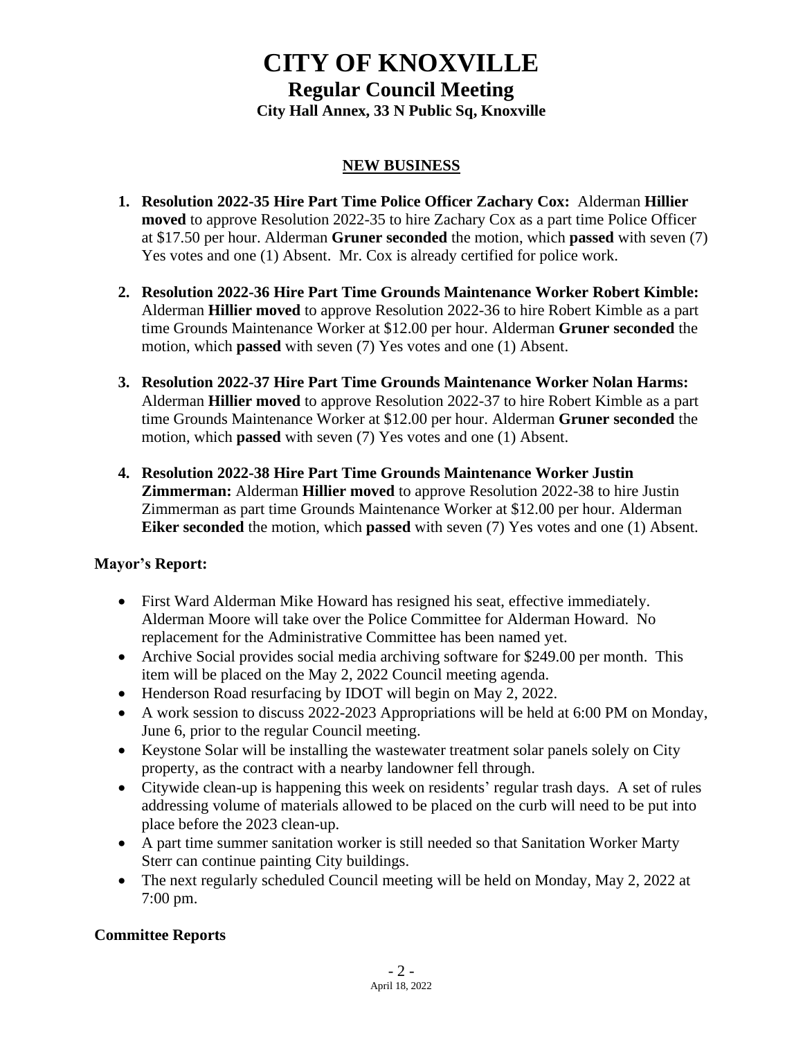# CITY OF KNOXVILLE

## Regular Council Meeting

**City Hall Annex, 33 N Public Sq, Knoxville**

### NEW BUSINESS

1. **Resolution 2022-35 Hire Part Time Police Officer Zachary Cox:** Alderman **Hillier moved** to approve Resolution 2022-35 to hire Zachary Cox as a part time Police Officer at $17.50 per hour. Alderman **Gruner seconded** the motion, which **passed** with seven (7) Yes votes and one (1) Absent. Mr. Cox is already certified for police work.

2. **Resolution 2022-36 Hire Part Time Grounds Maintenance Worker Robert Kimble:** Alderman **Hillier moved** to approve Resolution 2022-36 to hire Robert Kimble as a part time Grounds Maintenance Worker at $12.00 per hour. Alderman **Gruner seconded** the motion, which **passed** with seven (7) Yes votes and one (1) Absent.

3. **Resolution 2022-37 Hire Part Time Grounds Maintenance Worker Nolan Harms:** Alderman **Hillier moved** to approve Resolution 2022-37 to hire Robert Kimble as a part time Grounds Maintenance Worker at $12.00 per hour. Alderman **Gruner seconded** the motion, which **passed** with seven (7) Yes votes and one (1) Absent.

4. **Resolution 2022-38 Hire Part Time Grounds Maintenance Worker Justin Zimmerman:** Alderman **Hillier moved** to approve Resolution 2022-38 to hire Justin Zimmerman as part time Grounds Maintenance Worker at $12.00 per hour. Alderman **Eiker seconded** the motion, which **passed** with seven (7) Yes votes and one (1) Absent.

**Mayor's Report:**

- First Ward Alderman Mike Howard has resigned his seat, effective immediately. Alderman Moore will take over the Police Committee for Alderman Howard. No replacement for the Administrative Committee has been named yet.
- Archive Social provides social media archiving software for $249.00 per month. This item will be placed on the May 2, 2022 Council meeting agenda.
- Henderson Road resurfacing by IDOT will begin on May 2, 2022.
- A work session to discuss 2022-2023 Appropriations will be held at 6:00 PM on Monday, June 6, prior to the regular Council meeting.
- Keystone Solar will be installing the wastewater treatment solar panels solely on City property, as the contract with a nearby landowner fell through.
- Citywide clean-up is happening this week on residents' regular trash days. A set of rules addressing volume of materials allowed to be placed on the curb will need to be put into place before the 2023 clean-up.
- A part time summer sanitation worker is still needed so that Sanitation Worker Marty Sterr can continue painting City buildings.
- The next regularly scheduled Council meeting will be held on Monday, May 2, 2022 at 7:00 pm.

**Committee Reports**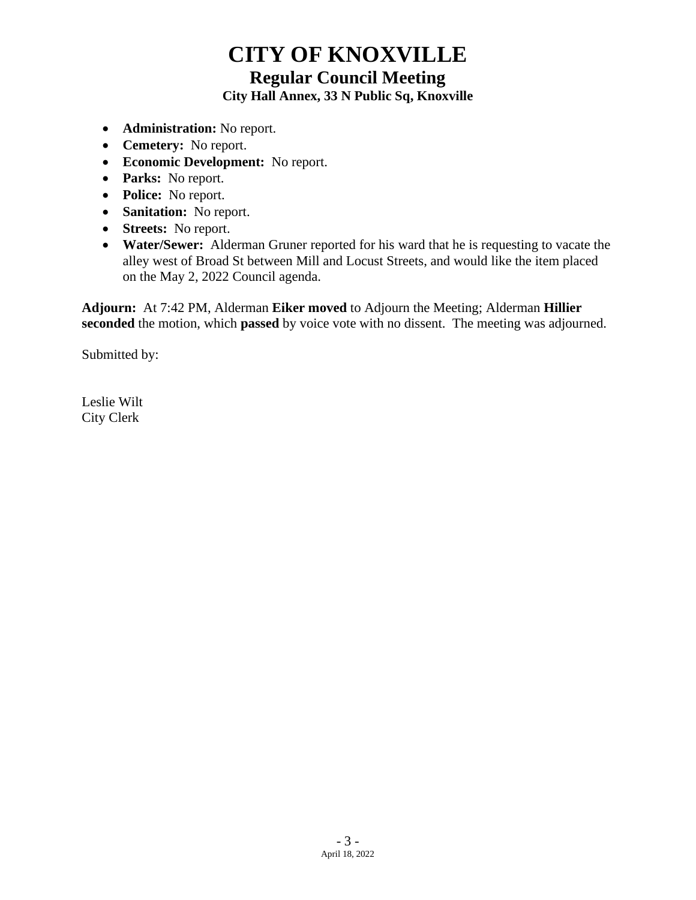# CITY OF KNOXVILLE

## Regular Council Meeting

### City Hall Annex, 33 N Public Sq, Knoxville

- **Administration:** No report.
- **Cemetery:** No report.
- **Economic Development:** No report.
- **Parks:** No report.
- **Police:** No report.
- **Sanitation:** No report.
- **Streets:** No report.
- **Water/Sewer:** Alderman Gruner reported for his ward that he is requesting to vacate the alley west of Broad St between Mill and Locust Streets, and would like the item placed on the May 2, 2022 Council agenda.

**Adjourn:** At 7:42 PM, Alderman **Eiker moved** to Adjourn the Meeting; Alderman **Hillier seconded** the motion, which **passed** by voice vote with no dissent. The meeting was adjourned.

Submitted by:

Leslie Wilt
City Clerk